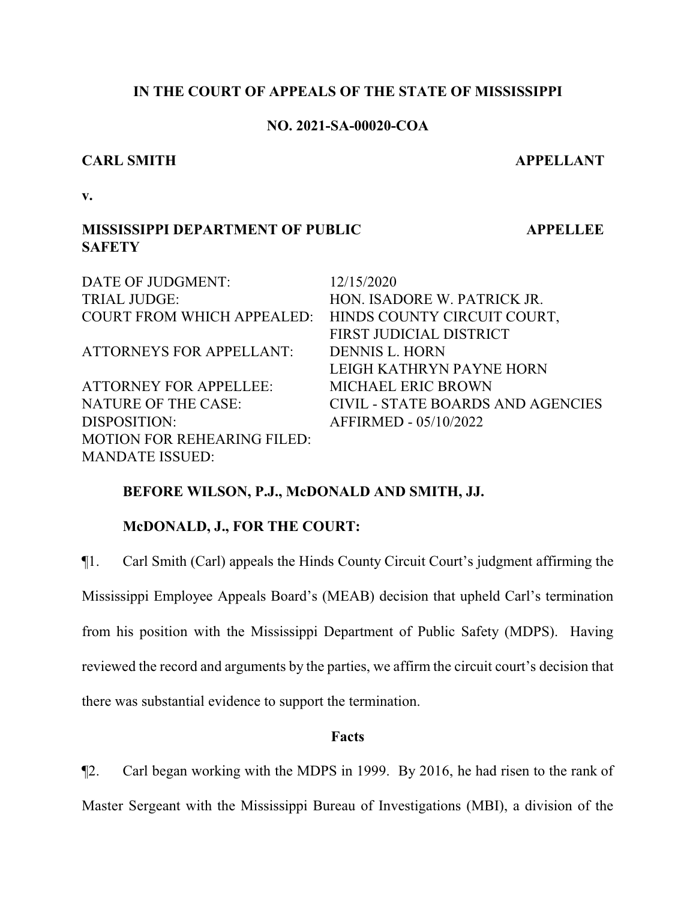**IN THE COURT OF APPEALS OF THE STATE OF MISSISSIPPI**

**NO. 2021-SA-00020-COA**

**CARL SMITH** — **APPELLANT**

**v.**

**MISSISSIPPI DEPARTMENT OF PUBLIC SAFETY** — **APPELLEE**

| | |
|---|---|
| DATE OF JUDGMENT: | 12/15/2020 |
| TRIAL JUDGE: | HON. ISADORE W. PATRICK JR. |
| COURT FROM WHICH APPEALED: | HINDS COUNTY CIRCUIT COURT, FIRST JUDICIAL DISTRICT |
| ATTORNEYS FOR APPELLANT: | DENNIS L. HORN<br>LEIGH KATHRYN PAYNE HORN |
| ATTORNEY FOR APPELLEE: | MICHAEL ERIC BROWN |
| NATURE OF THE CASE: | CIVIL - STATE BOARDS AND AGENCIES |
| DISPOSITION: | AFFIRMED - 05/10/2022 |
| MOTION FOR REHEARING FILED: | |
| MANDATE ISSUED: | |

**BEFORE WILSON, P.J., McDONALD AND SMITH, JJ.**

**McDONALD, J., FOR THE COURT:**

¶1. Carl Smith (Carl) appeals the Hinds County Circuit Court's judgment affirming the Mississippi Employee Appeals Board's (MEAB) decision that upheld Carl's termination from his position with the Mississippi Department of Public Safety (MDPS). Having reviewed the record and arguments by the parties, we affirm the circuit court's decision that there was substantial evidence to support the termination.

## Facts

¶2. Carl began working with the MDPS in 1999. By 2016, he had risen to the rank of Master Sergeant with the Mississippi Bureau of Investigations (MBI), a division of the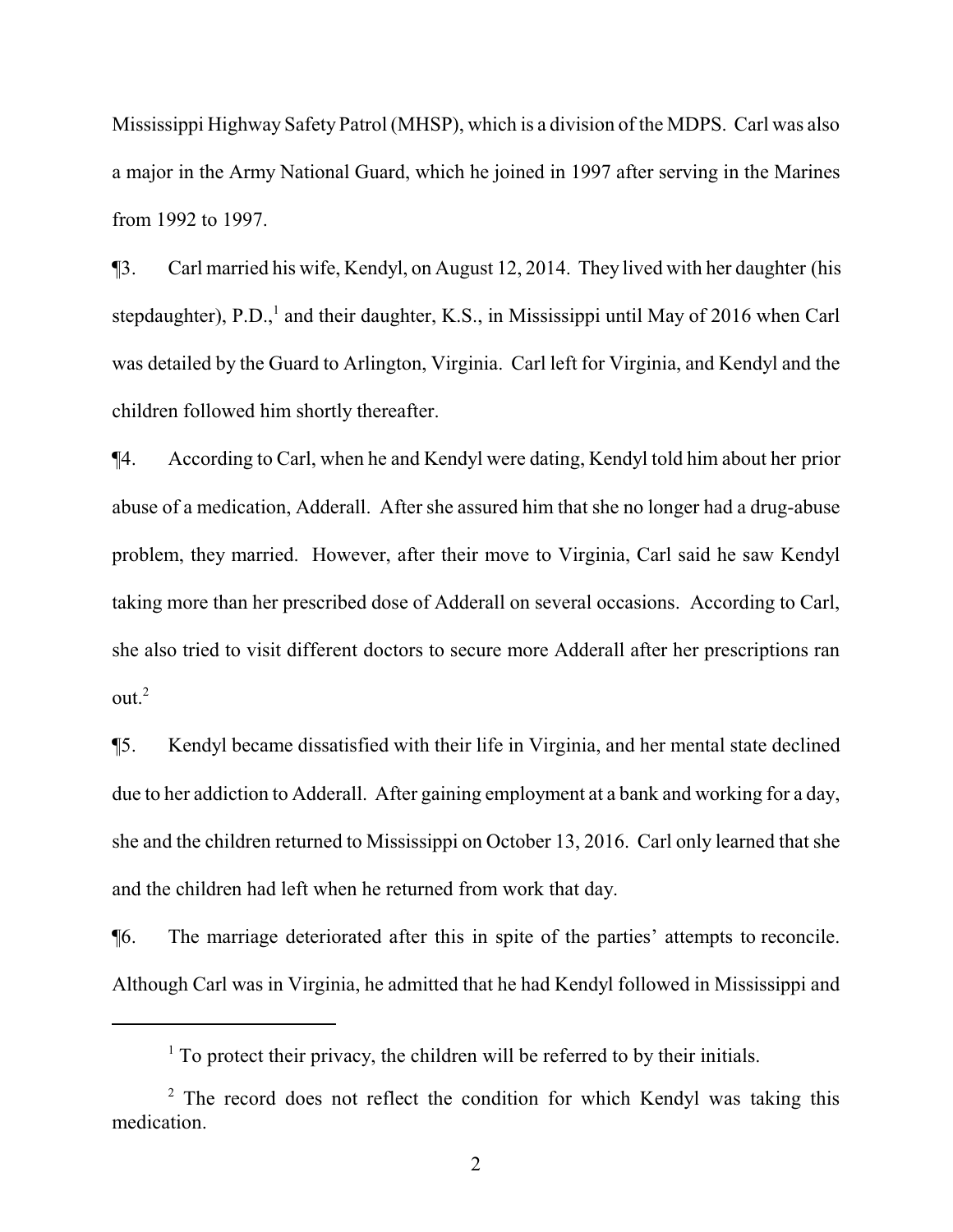Mississippi Highway Safety Patrol (MHSP), which is a division of the MDPS. Carl was also a major in the Army National Guard, which he joined in 1997 after serving in the Marines from 1992 to 1997.

¶3. Carl married his wife, Kendyl, on August 12, 2014. They lived with her daughter (his stepdaughter), P.D.,[1] and their daughter, K.S., in Mississippi until May of 2016 when Carl was detailed by the Guard to Arlington, Virginia. Carl left for Virginia, and Kendyl and the children followed him shortly thereafter.

¶4. According to Carl, when he and Kendyl were dating, Kendyl told him about her prior abuse of a medication, Adderall. After she assured him that she no longer had a drug-abuse problem, they married. However, after their move to Virginia, Carl said he saw Kendyl taking more than her prescribed dose of Adderall on several occasions. According to Carl, she also tried to visit different doctors to secure more Adderall after her prescriptions ran out.[2]

¶5. Kendyl became dissatisfied with their life in Virginia, and her mental state declined due to her addiction to Adderall. After gaining employment at a bank and working for a day, she and the children returned to Mississippi on October 13, 2016. Carl only learned that she and the children had left when he returned from work that day.

¶6. The marriage deteriorated after this in spite of the parties' attempts to reconcile. Although Carl was in Virginia, he admitted that he had Kendyl followed in Mississippi and

---

[1] To protect their privacy, the children will be referred to by their initials.

[2] The record does not reflect the condition for which Kendyl was taking this medication.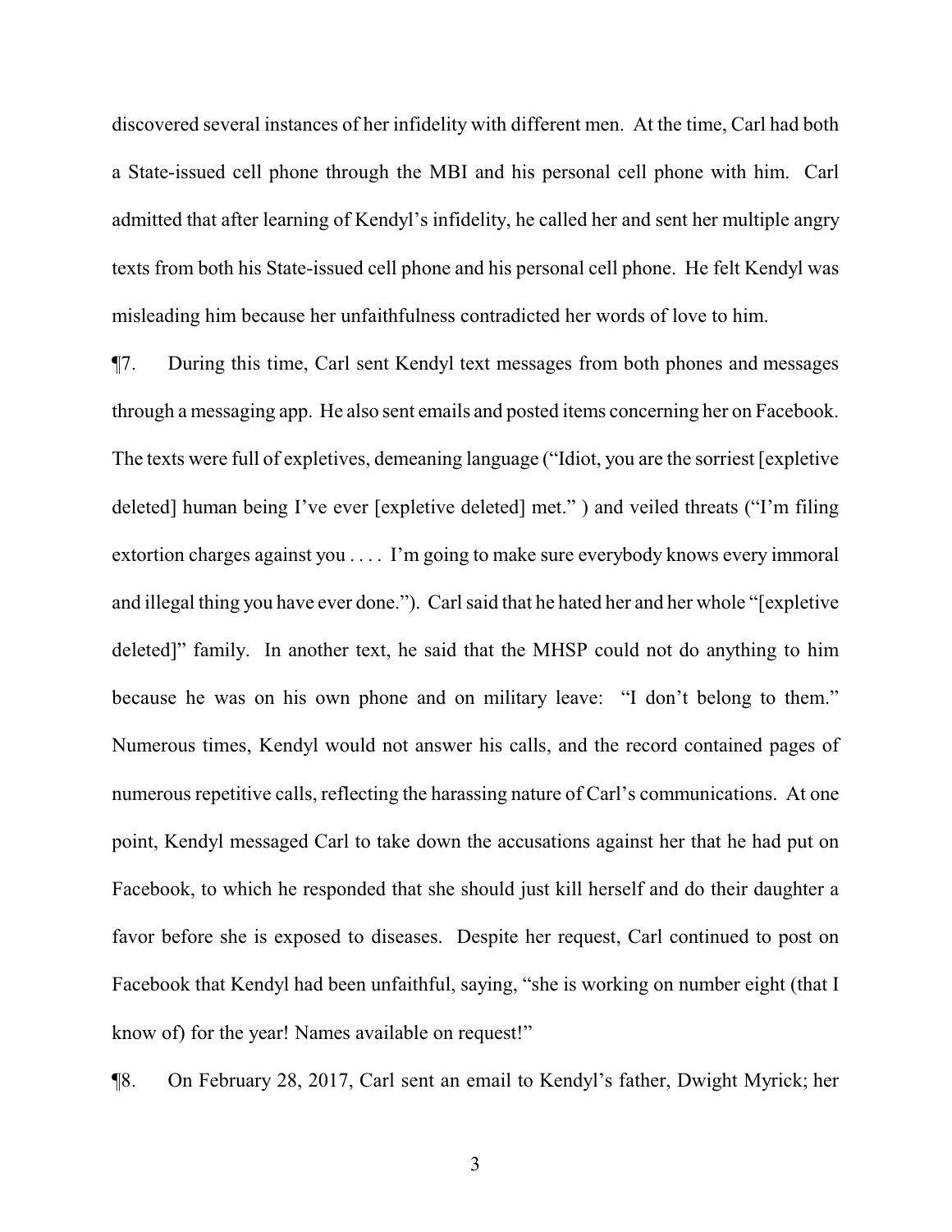discovered several instances of her infidelity with different men. At the time, Carl had both a State-issued cell phone through the MBI and his personal cell phone with him. Carl admitted that after learning of Kendyl's infidelity, he called her and sent her multiple angry texts from both his State-issued cell phone and his personal cell phone. He felt Kendyl was misleading him because her unfaithfulness contradicted her words of love to him.

¶7. During this time, Carl sent Kendyl text messages from both phones and messages through a messaging app. He also sent emails and posted items concerning her on Facebook. The texts were full of expletives, demeaning language ("Idiot, you are the sorriest [expletive deleted] human being I've ever [expletive deleted] met." ) and veiled threats ("I'm filing extortion charges against you . . . . I'm going to make sure everybody knows every immoral and illegal thing you have ever done."). Carl said that he hated her and her whole "[expletive deleted]" family. In another text, he said that the MHSP could not do anything to him because he was on his own phone and on military leave: "I don't belong to them." Numerous times, Kendyl would not answer his calls, and the record contained pages of numerous repetitive calls, reflecting the harassing nature of Carl's communications. At one point, Kendyl messaged Carl to take down the accusations against her that he had put on Facebook, to which he responded that she should just kill herself and do their daughter a favor before she is exposed to diseases. Despite her request, Carl continued to post on Facebook that Kendyl had been unfaithful, saying, "she is working on number eight (that I know of) for the year! Names available on request!"

¶8. On February 28, 2017, Carl sent an email to Kendyl's father, Dwight Myrick; her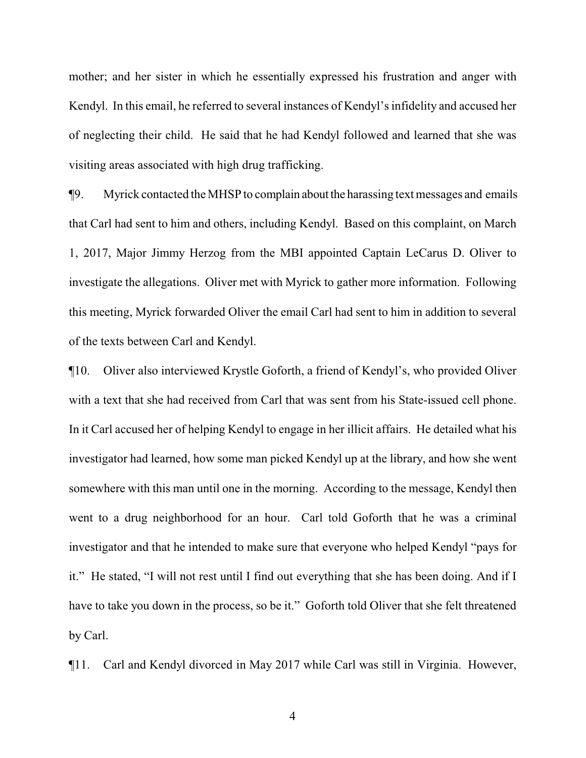mother; and her sister in which he essentially expressed his frustration and anger with Kendyl. In this email, he referred to several instances of Kendyl's infidelity and accused her of neglecting their child. He said that he had Kendyl followed and learned that she was visiting areas associated with high drug trafficking.

¶9. Myrick contacted the MHSP to complain about the harassing text messages and emails that Carl had sent to him and others, including Kendyl. Based on this complaint, on March 1, 2017, Major Jimmy Herzog from the MBI appointed Captain LeCarus D. Oliver to investigate the allegations. Oliver met with Myrick to gather more information. Following this meeting, Myrick forwarded Oliver the email Carl had sent to him in addition to several of the texts between Carl and Kendyl.

¶10. Oliver also interviewed Krystle Goforth, a friend of Kendyl's, who provided Oliver with a text that she had received from Carl that was sent from his State-issued cell phone. In it Carl accused her of helping Kendyl to engage in her illicit affairs. He detailed what his investigator had learned, how some man picked Kendyl up at the library, and how she went somewhere with this man until one in the morning. According to the message, Kendyl then went to a drug neighborhood for an hour. Carl told Goforth that he was a criminal investigator and that he intended to make sure that everyone who helped Kendyl "pays for it." He stated, "I will not rest until I find out everything that she has been doing. And if I have to take you down in the process, so be it." Goforth told Oliver that she felt threatened by Carl.

¶11. Carl and Kendyl divorced in May 2017 while Carl was still in Virginia. However,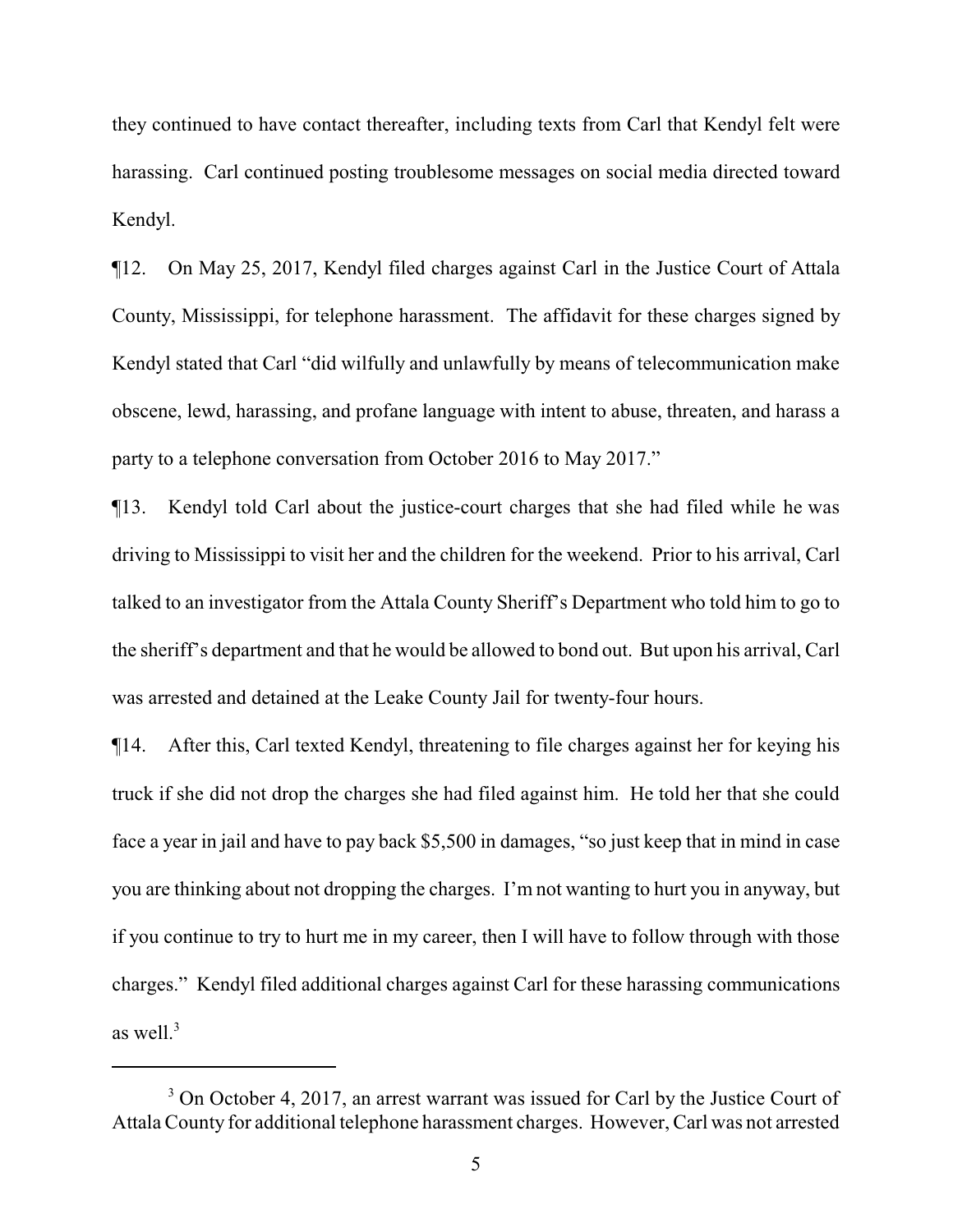they continued to have contact thereafter, including texts from Carl that Kendyl felt were harassing. Carl continued posting troublesome messages on social media directed toward Kendyl.

¶12. On May 25, 2017, Kendyl filed charges against Carl in the Justice Court of Attala County, Mississippi, for telephone harassment. The affidavit for these charges signed by Kendyl stated that Carl "did wilfully and unlawfully by means of telecommunication make obscene, lewd, harassing, and profane language with intent to abuse, threaten, and harass a party to a telephone conversation from October 2016 to May 2017."

¶13. Kendyl told Carl about the justice-court charges that she had filed while he was driving to Mississippi to visit her and the children for the weekend. Prior to his arrival, Carl talked to an investigator from the Attala County Sheriff's Department who told him to go to the sheriff's department and that he would be allowed to bond out. But upon his arrival, Carl was arrested and detained at the Leake County Jail for twenty-four hours.

¶14. After this, Carl texted Kendyl, threatening to file charges against her for keying his truck if she did not drop the charges she had filed against him. He told her that she could face a year in jail and have to pay back $5,500 in damages, "so just keep that in mind in case you are thinking about not dropping the charges. I'm not wanting to hurt you in anyway, but if you continue to try to hurt me in my career, then I will have to follow through with those charges." Kendyl filed additional charges against Carl for these harassing communications as well.[3]

[3] On October 4, 2017, an arrest warrant was issued for Carl by the Justice Court of Attala County for additional telephone harassment charges. However, Carl was not arrested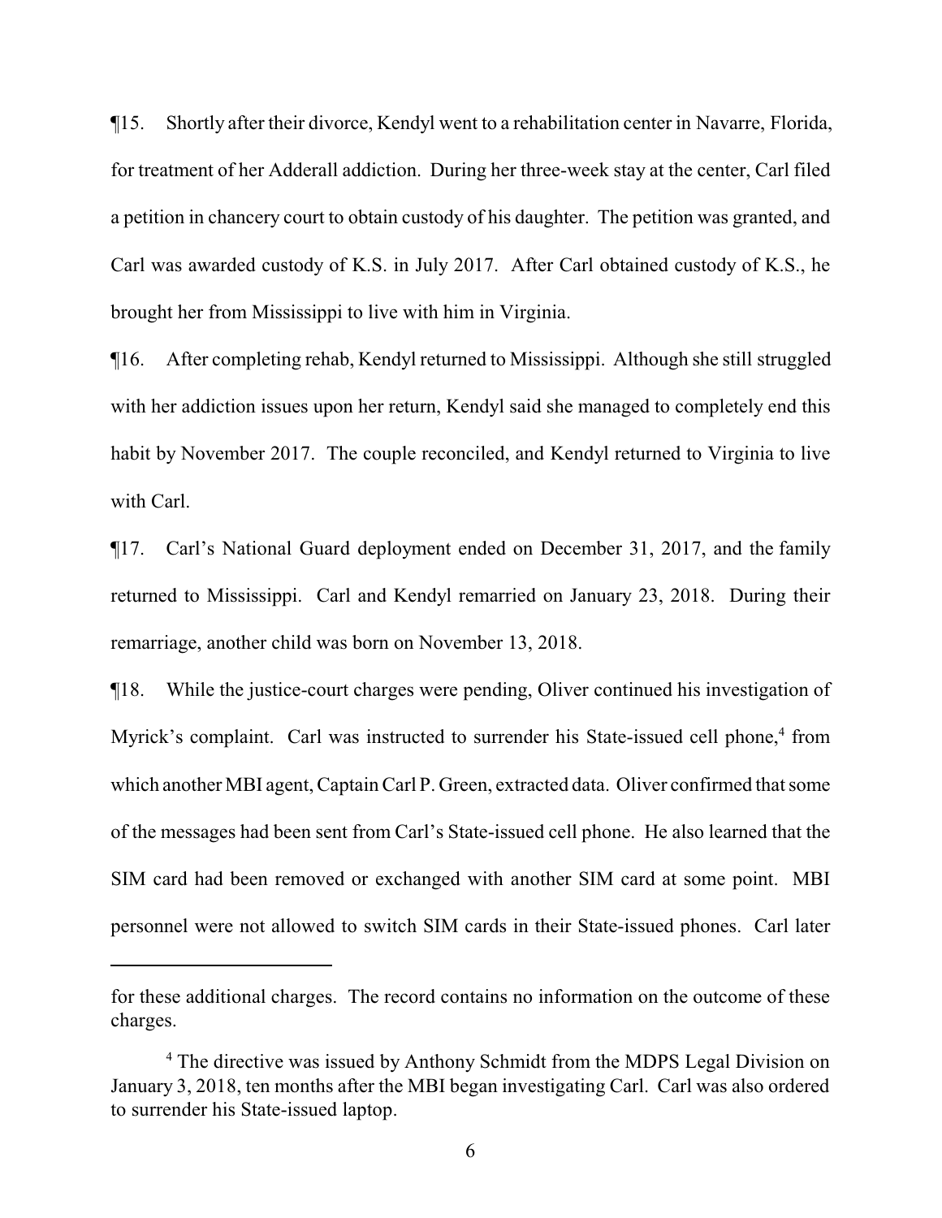¶15. Shortly after their divorce, Kendyl went to a rehabilitation center in Navarre, Florida, for treatment of her Adderall addiction. During her three-week stay at the center, Carl filed a petition in chancery court to obtain custody of his daughter. The petition was granted, and Carl was awarded custody of K.S. in July 2017. After Carl obtained custody of K.S., he brought her from Mississippi to live with him in Virginia.

¶16. After completing rehab, Kendyl returned to Mississippi. Although she still struggled with her addiction issues upon her return, Kendyl said she managed to completely end this habit by November 2017. The couple reconciled, and Kendyl returned to Virginia to live with Carl.

¶17. Carl's National Guard deployment ended on December 31, 2017, and the family returned to Mississippi. Carl and Kendyl remarried on January 23, 2018. During their remarriage, another child was born on November 13, 2018.

¶18. While the justice-court charges were pending, Oliver continued his investigation of Myrick's complaint. Carl was instructed to surrender his State-issued cell phone,[4] from which another MBI agent, Captain Carl P. Green, extracted data. Oliver confirmed that some of the messages had been sent from Carl's State-issued cell phone. He also learned that the SIM card had been removed or exchanged with another SIM card at some point. MBI personnel were not allowed to switch SIM cards in their State-issued phones. Carl later

---

for these additional charges. The record contains no information on the outcome of these charges.

[4] The directive was issued by Anthony Schmidt from the MDPS Legal Division on January 3, 2018, ten months after the MBI began investigating Carl. Carl was also ordered to surrender his State-issued laptop.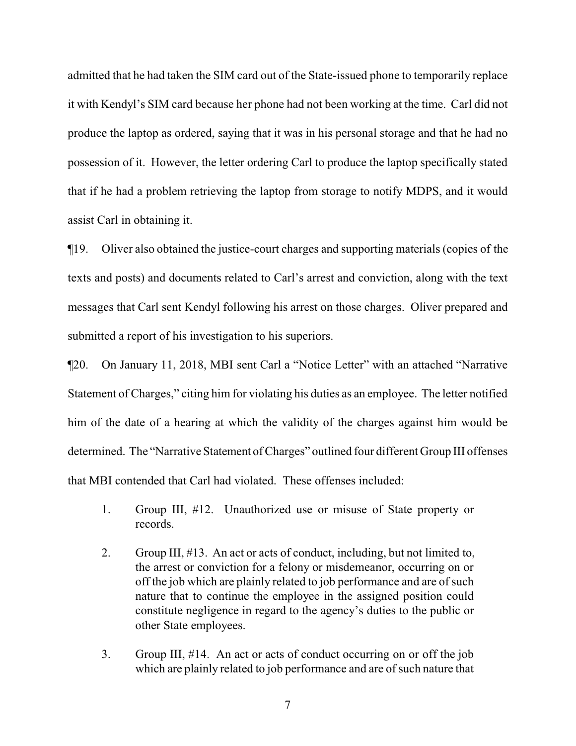admitted that he had taken the SIM card out of the State-issued phone to temporarily replace it with Kendyl's SIM card because her phone had not been working at the time. Carl did not produce the laptop as ordered, saying that it was in his personal storage and that he had no possession of it. However, the letter ordering Carl to produce the laptop specifically stated that if he had a problem retrieving the laptop from storage to notify MDPS, and it would assist Carl in obtaining it.

¶19. Oliver also obtained the justice-court charges and supporting materials (copies of the texts and posts) and documents related to Carl's arrest and conviction, along with the text messages that Carl sent Kendyl following his arrest on those charges. Oliver prepared and submitted a report of his investigation to his superiors.

¶20. On January 11, 2018, MBI sent Carl a "Notice Letter" with an attached "Narrative Statement of Charges," citing him for violating his duties as an employee. The letter notified him of the date of a hearing at which the validity of the charges against him would be determined. The "Narrative Statement of Charges" outlined four different Group III offenses that MBI contended that Carl had violated. These offenses included:

1. Group III, #12. Unauthorized use or misuse of State property or records.

2. Group III, #13. An act or acts of conduct, including, but not limited to, the arrest or conviction for a felony or misdemeanor, occurring on or off the job which are plainly related to job performance and are of such nature that to continue the employee in the assigned position could constitute negligence in regard to the agency's duties to the public or other State employees.

3. Group III, #14. An act or acts of conduct occurring on or off the job which are plainly related to job performance and are of such nature that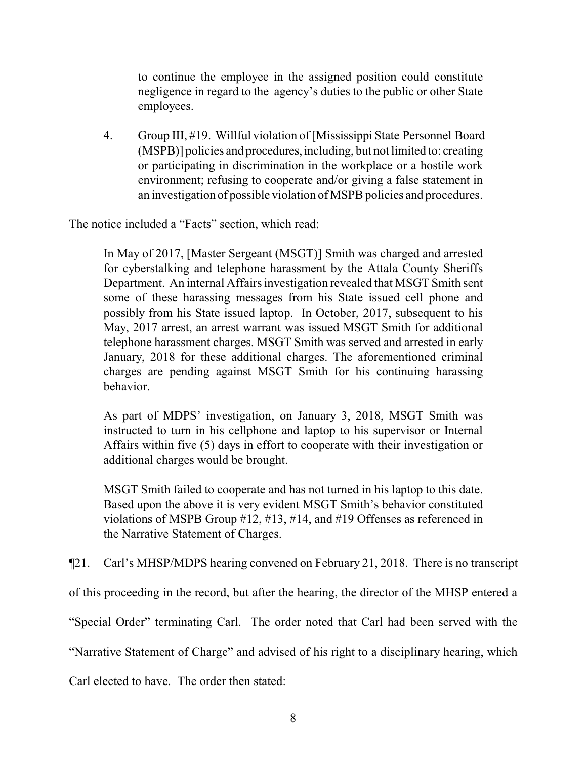to continue the employee in the assigned position could constitute negligence in regard to the agency's duties to the public or other State employees.

4. Group III, #19. Willful violation of [Mississippi State Personnel Board (MSPB)] policies and procedures, including, but not limited to: creating or participating in discrimination in the workplace or a hostile work environment; refusing to cooperate and/or giving a false statement in an investigation of possible violation of MSPB policies and procedures.

The notice included a "Facts" section, which read:

> In May of 2017, [Master Sergeant (MSGT)] Smith was charged and arrested for cyberstalking and telephone harassment by the Attala County Sheriffs Department. An internal Affairs investigation revealed that MSGT Smith sent some of these harassing messages from his State issued cell phone and possibly from his State issued laptop. In October, 2017, subsequent to his May, 2017 arrest, an arrest warrant was issued MSGT Smith for additional telephone harassment charges. MSGT Smith was served and arrested in early January, 2018 for these additional charges. The aforementioned criminal charges are pending against MSGT Smith for his continuing harassing behavior.
>
> As part of MDPS' investigation, on January 3, 2018, MSGT Smith was instructed to turn in his cellphone and laptop to his supervisor or Internal Affairs within five (5) days in effort to cooperate with their investigation or additional charges would be brought.
>
> MSGT Smith failed to cooperate and has not turned in his laptop to this date. Based upon the above it is very evident MSGT Smith's behavior constituted violations of MSPB Group #12, #13, #14, and #19 Offenses as referenced in the Narrative Statement of Charges.

¶21. Carl's MHSP/MDPS hearing convened on February 21, 2018. There is no transcript of this proceeding in the record, but after the hearing, the director of the MHSP entered a "Special Order" terminating Carl. The order noted that Carl had been served with the "Narrative Statement of Charge" and advised of his right to a disciplinary hearing, which Carl elected to have. The order then stated: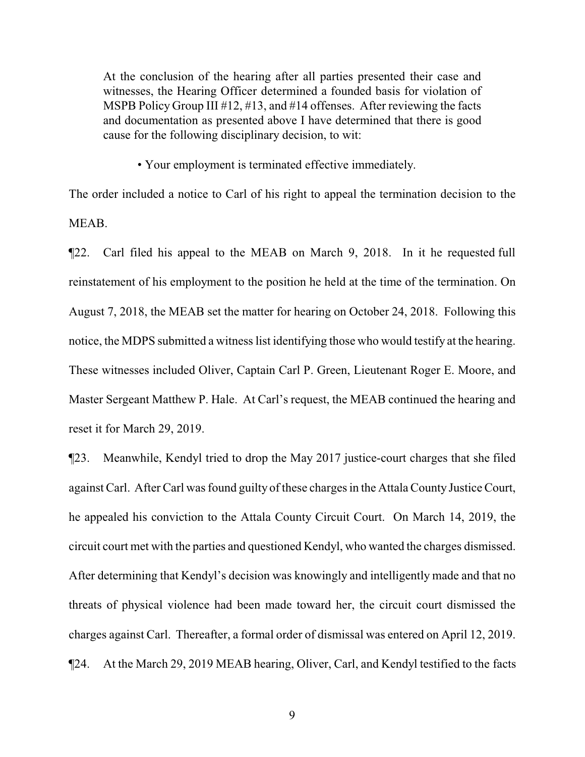> At the conclusion of the hearing after all parties presented their case and witnesses, the Hearing Officer determined a founded basis for violation of MSPB Policy Group III #12, #13, and #14 offenses. After reviewing the facts and documentation as presented above I have determined that there is good cause for the following disciplinary decision, to wit:
>
> • Your employment is terminated effective immediately.

The order included a notice to Carl of his right to appeal the termination decision to the MEAB.

¶22. Carl filed his appeal to the MEAB on March 9, 2018. In it he requested full reinstatement of his employment to the position he held at the time of the termination. On August 7, 2018, the MEAB set the matter for hearing on October 24, 2018. Following this notice, the MDPS submitted a witness list identifying those who would testify at the hearing. These witnesses included Oliver, Captain Carl P. Green, Lieutenant Roger E. Moore, and Master Sergeant Matthew P. Hale. At Carl's request, the MEAB continued the hearing and reset it for March 29, 2019.

¶23. Meanwhile, Kendyl tried to drop the May 2017 justice-court charges that she filed against Carl. After Carl was found guilty of these charges in the Attala County Justice Court, he appealed his conviction to the Attala County Circuit Court. On March 14, 2019, the circuit court met with the parties and questioned Kendyl, who wanted the charges dismissed. After determining that Kendyl's decision was knowingly and intelligently made and that no threats of physical violence had been made toward her, the circuit court dismissed the charges against Carl. Thereafter, a formal order of dismissal was entered on April 12, 2019.

¶24. At the March 29, 2019 MEAB hearing, Oliver, Carl, and Kendyl testified to the facts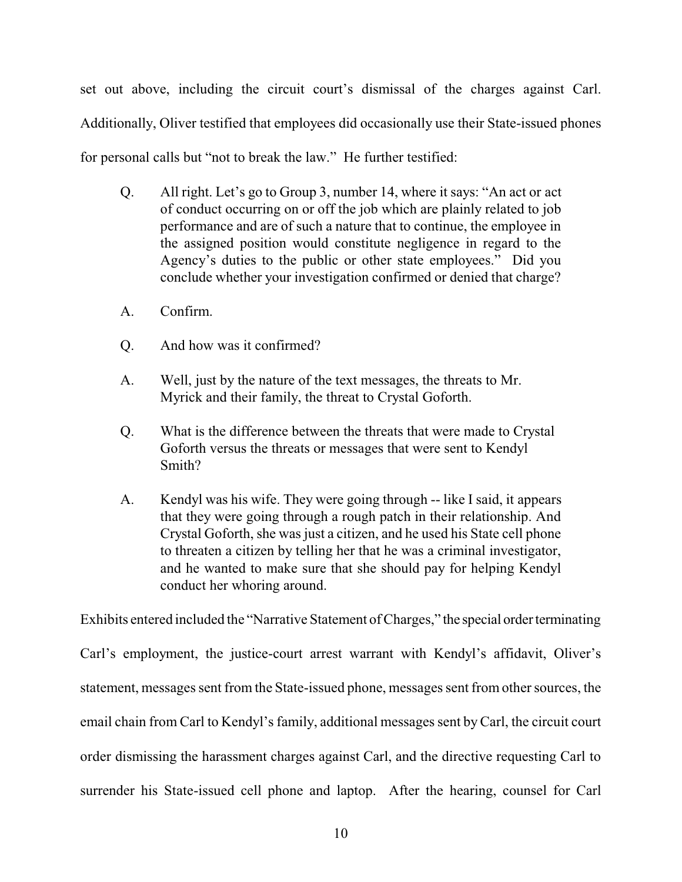set out above, including the circuit court's dismissal of the charges against Carl. Additionally, Oliver testified that employees did occasionally use their State-issued phones for personal calls but "not to break the law." He further testified:

> Q. All right. Let's go to Group 3, number 14, where it says: "An act or act of conduct occurring on or off the job which are plainly related to job performance and are of such a nature that to continue, the employee in the assigned position would constitute negligence in regard to the Agency's duties to the public or other state employees." Did you conclude whether your investigation confirmed or denied that charge?
>
> A. Confirm.
>
> Q. And how was it confirmed?
>
> A. Well, just by the nature of the text messages, the threats to Mr. Myrick and their family, the threat to Crystal Goforth.
>
> Q. What is the difference between the threats that were made to Crystal Goforth versus the threats or messages that were sent to Kendyl Smith?
>
> A. Kendyl was his wife. They were going through -- like I said, it appears that they were going through a rough patch in their relationship. And Crystal Goforth, she was just a citizen, and he used his State cell phone to threaten a citizen by telling her that he was a criminal investigator, and he wanted to make sure that she should pay for helping Kendyl conduct her whoring around.

Exhibits entered included the "Narrative Statement of Charges," the special order terminating Carl's employment, the justice-court arrest warrant with Kendyl's affidavit, Oliver's statement, messages sent from the State-issued phone, messages sent from other sources, the email chain from Carl to Kendyl's family, additional messages sent by Carl, the circuit court order dismissing the harassment charges against Carl, and the directive requesting Carl to surrender his State-issued cell phone and laptop. After the hearing, counsel for Carl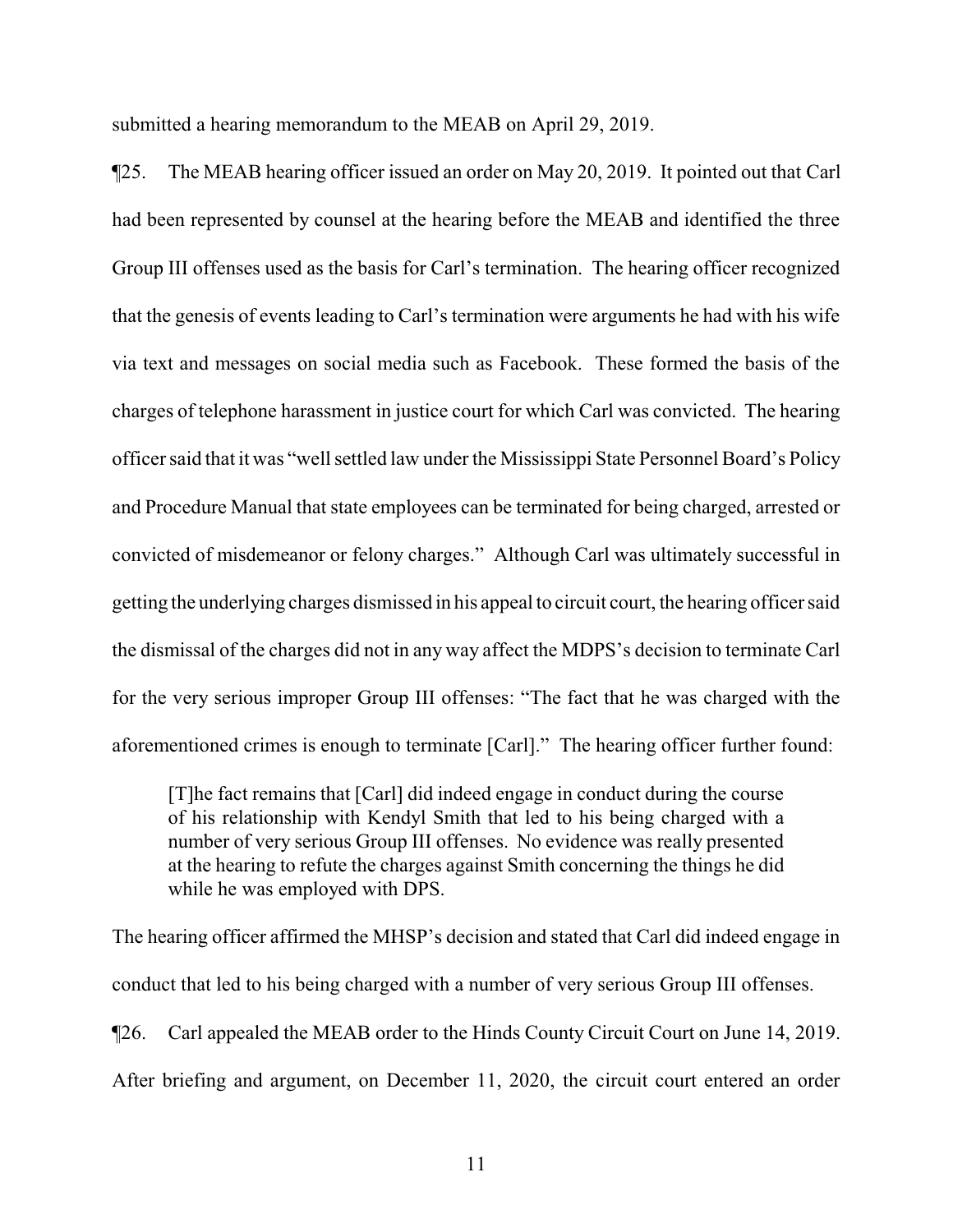submitted a hearing memorandum to the MEAB on April 29, 2019.

¶25. The MEAB hearing officer issued an order on May 20, 2019. It pointed out that Carl had been represented by counsel at the hearing before the MEAB and identified the three Group III offenses used as the basis for Carl's termination. The hearing officer recognized that the genesis of events leading to Carl's termination were arguments he had with his wife via text and messages on social media such as Facebook. These formed the basis of the charges of telephone harassment in justice court for which Carl was convicted. The hearing officer said that it was "well settled law under the Mississippi State Personnel Board's Policy and Procedure Manual that state employees can be terminated for being charged, arrested or convicted of misdemeanor or felony charges." Although Carl was ultimately successful in getting the underlying charges dismissed in his appeal to circuit court, the hearing officer said the dismissal of the charges did not in any way affect the MDPS's decision to terminate Carl for the very serious improper Group III offenses: "The fact that he was charged with the aforementioned crimes is enough to terminate [Carl]." The hearing officer further found:

> [T]he fact remains that [Carl] did indeed engage in conduct during the course of his relationship with Kendyl Smith that led to his being charged with a number of very serious Group III offenses. No evidence was really presented at the hearing to refute the charges against Smith concerning the things he did while he was employed with DPS.

The hearing officer affirmed the MHSP's decision and stated that Carl did indeed engage in conduct that led to his being charged with a number of very serious Group III offenses.

¶26. Carl appealed the MEAB order to the Hinds County Circuit Court on June 14, 2019. After briefing and argument, on December 11, 2020, the circuit court entered an order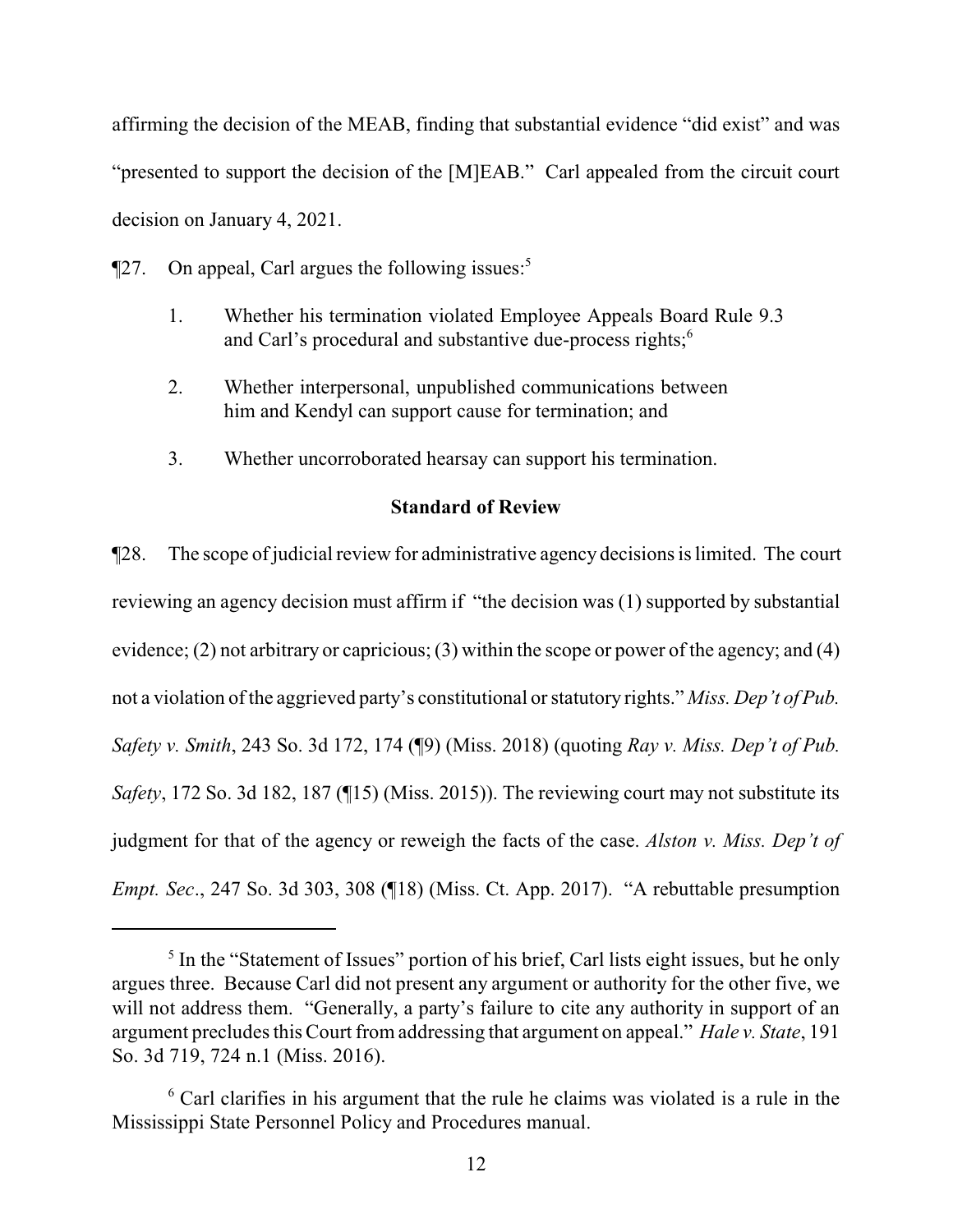affirming the decision of the MEAB, finding that substantial evidence "did exist" and was "presented to support the decision of the [M]EAB." Carl appealed from the circuit court decision on January 4, 2021.

¶27. On appeal, Carl argues the following issues:[5]

1. Whether his termination violated Employee Appeals Board Rule 9.3 and Carl's procedural and substantive due-process rights;[6]

2. Whether interpersonal, unpublished communications between him and Kendyl can support cause for termination; and

3. Whether uncorroborated hearsay can support his termination.

**Standard of Review**

¶28. The scope of judicial review for administrative agency decisions is limited. The court reviewing an agency decision must affirm if "the decision was (1) supported by substantial evidence; (2) not arbitrary or capricious; (3) within the scope or power of the agency; and (4) not a violation of the aggrieved party's constitutional or statutory rights." *Miss. Dep't of Pub. Safety v. Smith*, 243 So. 3d 172, 174 (¶9) (Miss. 2018) (quoting *Ray v. Miss. Dep't of Pub. Safety*, 172 So. 3d 182, 187 (¶15) (Miss. 2015)). The reviewing court may not substitute its judgment for that of the agency or reweigh the facts of the case. *Alston v. Miss. Dep't of Empt. Sec*., 247 So. 3d 303, 308 (¶18) (Miss. Ct. App. 2017). "A rebuttable presumption

---

[5] In the "Statement of Issues" portion of his brief, Carl lists eight issues, but he only argues three. Because Carl did not present any argument or authority for the other five, we will not address them. "Generally, a party's failure to cite any authority in support of an argument precludes this Court from addressing that argument on appeal." *Hale v. State*, 191 So. 3d 719, 724 n.1 (Miss. 2016).

[6] Carl clarifies in his argument that the rule he claims was violated is a rule in the Mississippi State Personnel Policy and Procedures manual.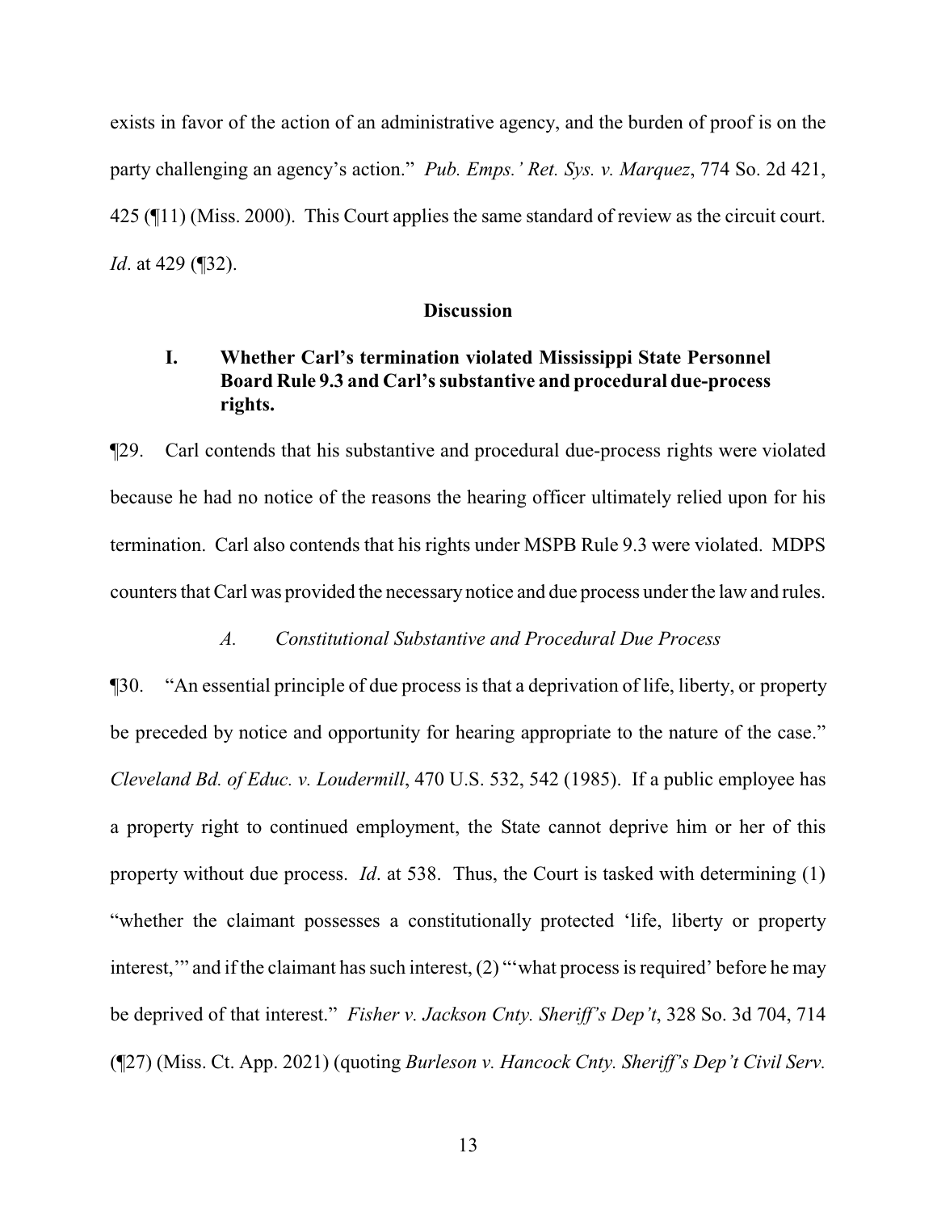exists in favor of the action of an administrative agency, and the burden of proof is on the party challenging an agency's action." *Pub. Emps.' Ret. Sys. v. Marquez*, 774 So. 2d 421, 425 (¶11) (Miss. 2000). This Court applies the same standard of review as the circuit court. *Id*. at 429 (¶32).

**Discussion**

**I. Whether Carl's termination violated Mississippi State Personnel Board Rule 9.3 and Carl's substantive and procedural due-process rights.**

¶29. Carl contends that his substantive and procedural due-process rights were violated because he had no notice of the reasons the hearing officer ultimately relied upon for his termination. Carl also contends that his rights under MSPB Rule 9.3 were violated. MDPS counters that Carl was provided the necessary notice and due process under the law and rules.

*A. Constitutional Substantive and Procedural Due Process*

¶30. "An essential principle of due process is that a deprivation of life, liberty, or property be preceded by notice and opportunity for hearing appropriate to the nature of the case." *Cleveland Bd. of Educ. v. Loudermill*, 470 U.S. 532, 542 (1985). If a public employee has a property right to continued employment, the State cannot deprive him or her of this property without due process. *Id*. at 538. Thus, the Court is tasked with determining (1) "whether the claimant possesses a constitutionally protected 'life, liberty or property interest,'" and if the claimant has such interest, (2) "'what process is required' before he may be deprived of that interest." *Fisher v. Jackson Cnty. Sheriff's Dep't*, 328 So. 3d 704, 714 (¶27) (Miss. Ct. App. 2021) (quoting *Burleson v. Hancock Cnty. Sheriff's Dep't Civil Serv.*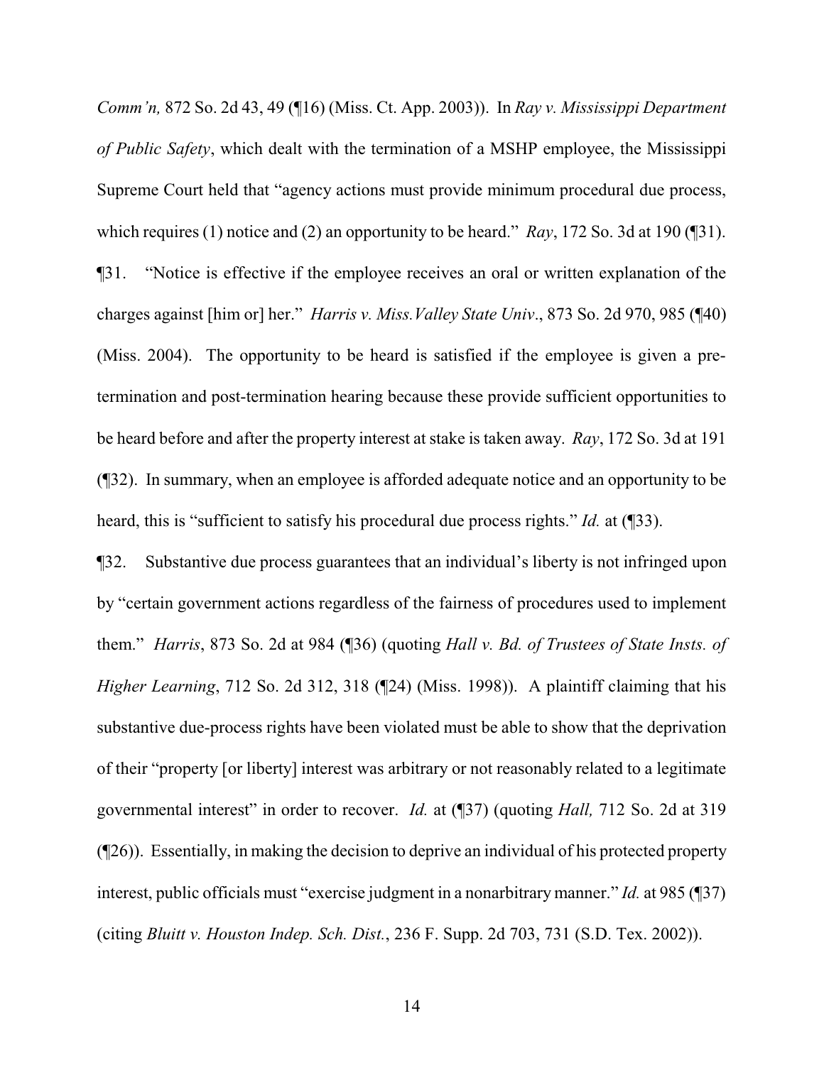*Comm'n,* 872 So. 2d 43, 49 (¶16) (Miss. Ct. App. 2003)). In *Ray v. Mississippi Department of Public Safety*, which dealt with the termination of a MSHP employee, the Mississippi Supreme Court held that "agency actions must provide minimum procedural due process, which requires (1) notice and (2) an opportunity to be heard." *Ray*, 172 So. 3d at 190 (¶31).

¶31. "Notice is effective if the employee receives an oral or written explanation of the charges against [him or] her." *Harris v. Miss.Valley State Univ*., 873 So. 2d 970, 985 (¶40) (Miss. 2004). The opportunity to be heard is satisfied if the employee is given a pre-termination and post-termination hearing because these provide sufficient opportunities to be heard before and after the property interest at stake is taken away. *Ray*, 172 So. 3d at 191 (¶32). In summary, when an employee is afforded adequate notice and an opportunity to be heard, this is "sufficient to satisfy his procedural due process rights." *Id.* at (¶33).

¶32. Substantive due process guarantees that an individual's liberty is not infringed upon by "certain government actions regardless of the fairness of procedures used to implement them." *Harris*, 873 So. 2d at 984 (¶36) (quoting *Hall v. Bd. of Trustees of State Insts. of Higher Learning*, 712 So. 2d 312, 318 (¶24) (Miss. 1998)). A plaintiff claiming that his substantive due-process rights have been violated must be able to show that the deprivation of their "property [or liberty] interest was arbitrary or not reasonably related to a legitimate governmental interest" in order to recover. *Id.* at (¶37) (quoting *Hall,* 712 So. 2d at 319 (¶26)). Essentially, in making the decision to deprive an individual of his protected property interest, public officials must "exercise judgment in a nonarbitrary manner." *Id.* at 985 (¶37) (citing *Bluitt v. Houston Indep. Sch. Dist.*, 236 F. Supp. 2d 703, 731 (S.D. Tex. 2002)).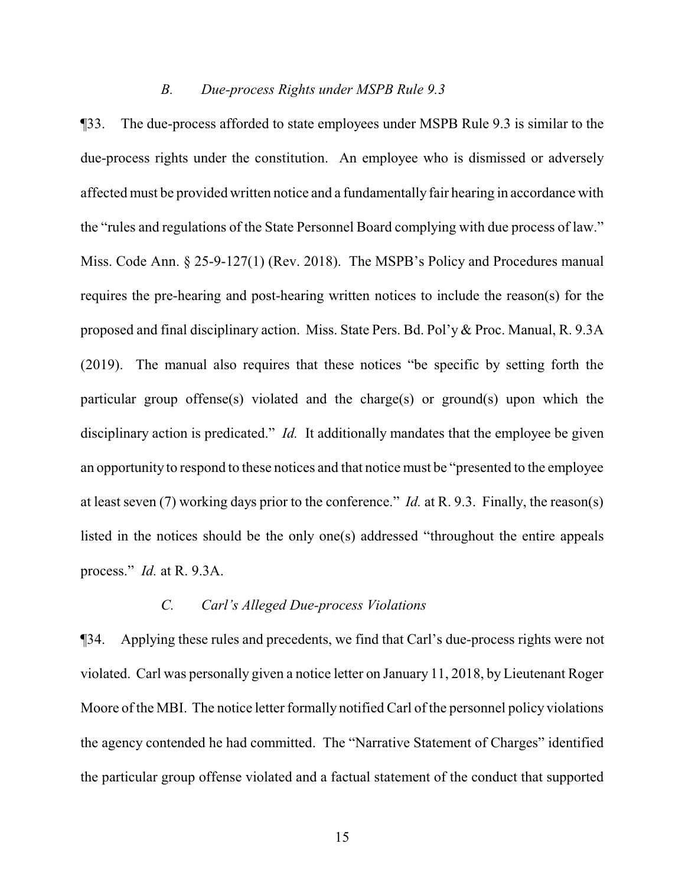### *B. Due-process Rights under MSPB Rule 9.3*

¶33. The due-process afforded to state employees under MSPB Rule 9.3 is similar to the due-process rights under the constitution. An employee who is dismissed or adversely affected must be provided written notice and a fundamentally fair hearing in accordance with the "rules and regulations of the State Personnel Board complying with due process of law." Miss. Code Ann. § 25-9-127(1) (Rev. 2018). The MSPB's Policy and Procedures manual requires the pre-hearing and post-hearing written notices to include the reason(s) for the proposed and final disciplinary action. Miss. State Pers. Bd. Pol'y & Proc. Manual, R. 9.3A (2019). The manual also requires that these notices "be specific by setting forth the particular group offense(s) violated and the charge(s) or ground(s) upon which the disciplinary action is predicated." *Id.* It additionally mandates that the employee be given an opportunity to respond to these notices and that notice must be "presented to the employee at least seven (7) working days prior to the conference." *Id.* at R. 9.3. Finally, the reason(s) listed in the notices should be the only one(s) addressed "throughout the entire appeals process." *Id.* at R. 9.3A.

### *C. Carl's Alleged Due-process Violations*

¶34. Applying these rules and precedents, we find that Carl's due-process rights were not violated. Carl was personally given a notice letter on January 11, 2018, by Lieutenant Roger Moore of the MBI. The notice letter formally notified Carl of the personnel policy violations the agency contended he had committed. The "Narrative Statement of Charges" identified the particular group offense violated and a factual statement of the conduct that supported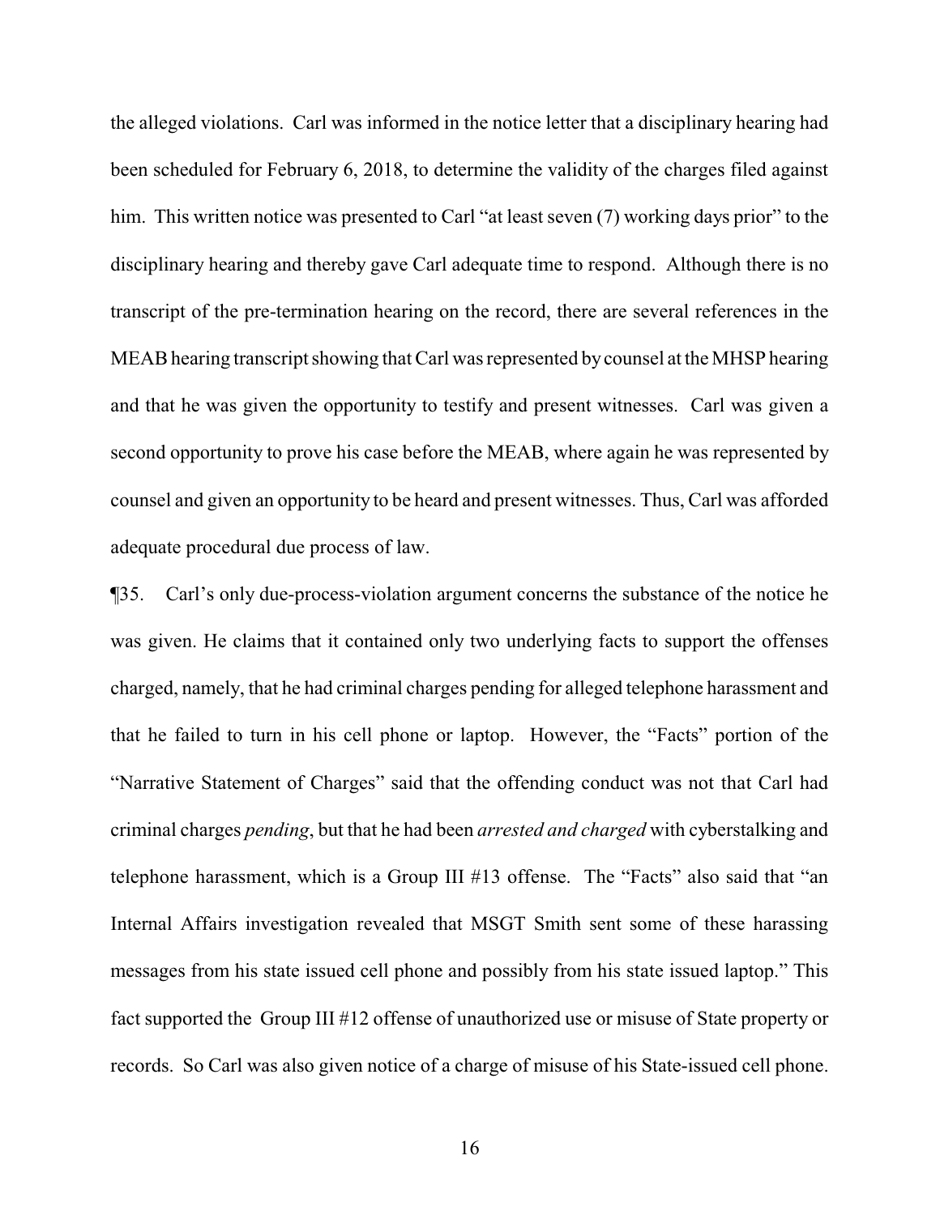the alleged violations. Carl was informed in the notice letter that a disciplinary hearing had been scheduled for February 6, 2018, to determine the validity of the charges filed against him. This written notice was presented to Carl "at least seven (7) working days prior" to the disciplinary hearing and thereby gave Carl adequate time to respond. Although there is no transcript of the pre-termination hearing on the record, there are several references in the MEAB hearing transcript showing that Carl was represented by counsel at the MHSP hearing and that he was given the opportunity to testify and present witnesses. Carl was given a second opportunity to prove his case before the MEAB, where again he was represented by counsel and given an opportunity to be heard and present witnesses. Thus, Carl was afforded adequate procedural due process of law.

¶35. Carl's only due-process-violation argument concerns the substance of the notice he was given. He claims that it contained only two underlying facts to support the offenses charged, namely, that he had criminal charges pending for alleged telephone harassment and that he failed to turn in his cell phone or laptop. However, the "Facts" portion of the "Narrative Statement of Charges" said that the offending conduct was not that Carl had criminal charges *pending*, but that he had been *arrested and charged* with cyberstalking and telephone harassment, which is a Group III #13 offense. The "Facts" also said that "an Internal Affairs investigation revealed that MSGT Smith sent some of these harassing messages from his state issued cell phone and possibly from his state issued laptop." This fact supported the Group III #12 offense of unauthorized use or misuse of State property or records. So Carl was also given notice of a charge of misuse of his State-issued cell phone.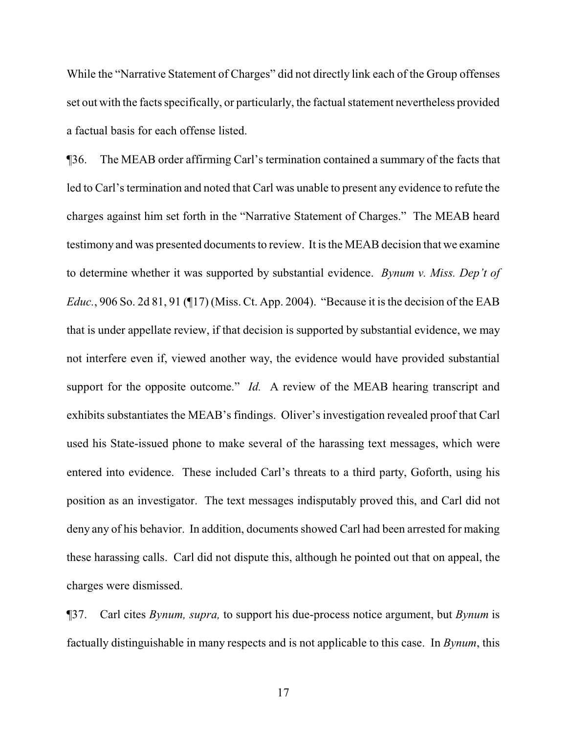While the "Narrative Statement of Charges" did not directly link each of the Group offenses set out with the facts specifically, or particularly, the factual statement nevertheless provided a factual basis for each offense listed.

¶36. The MEAB order affirming Carl's termination contained a summary of the facts that led to Carl's termination and noted that Carl was unable to present any evidence to refute the charges against him set forth in the "Narrative Statement of Charges." The MEAB heard testimony and was presented documents to review. It is the MEAB decision that we examine to determine whether it was supported by substantial evidence. *Bynum v. Miss. Dep't of Educ.*, 906 So. 2d 81, 91 (¶17) (Miss. Ct. App. 2004). "Because it is the decision of the EAB that is under appellate review, if that decision is supported by substantial evidence, we may not interfere even if, viewed another way, the evidence would have provided substantial support for the opposite outcome." *Id.* A review of the MEAB hearing transcript and exhibits substantiates the MEAB's findings. Oliver's investigation revealed proof that Carl used his State-issued phone to make several of the harassing text messages, which were entered into evidence. These included Carl's threats to a third party, Goforth, using his position as an investigator. The text messages indisputably proved this, and Carl did not deny any of his behavior. In addition, documents showed Carl had been arrested for making these harassing calls. Carl did not dispute this, although he pointed out that on appeal, the charges were dismissed.

¶37. Carl cites *Bynum, supra,* to support his due-process notice argument, but *Bynum* is factually distinguishable in many respects and is not applicable to this case. In *Bynum*, this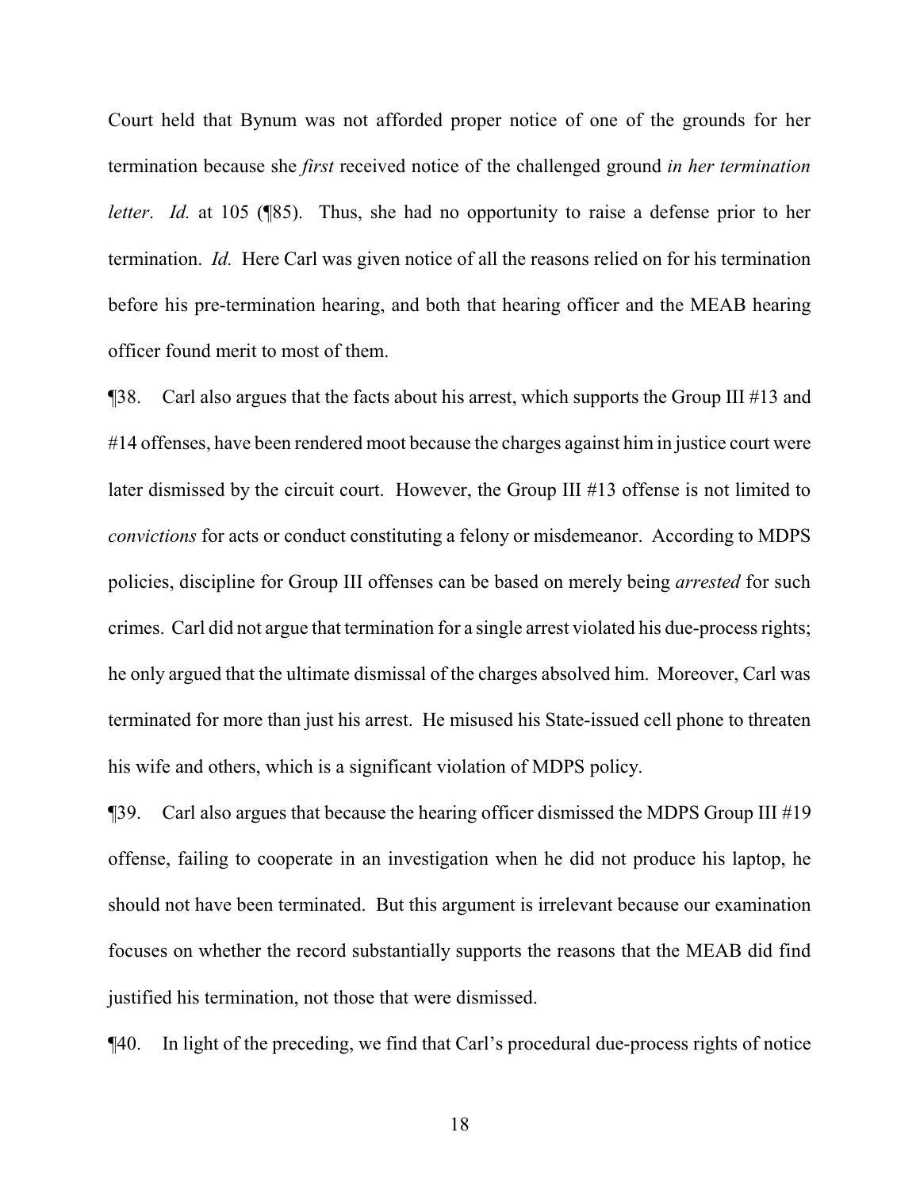Court held that Bynum was not afforded proper notice of one of the grounds for her termination because she *first* received notice of the challenged ground *in her termination letter*. *Id.* at 105 (¶85). Thus, she had no opportunity to raise a defense prior to her termination. *Id.* Here Carl was given notice of all the reasons relied on for his termination before his pre-termination hearing, and both that hearing officer and the MEAB hearing officer found merit to most of them.

¶38. Carl also argues that the facts about his arrest, which supports the Group III #13 and #14 offenses, have been rendered moot because the charges against him in justice court were later dismissed by the circuit court. However, the Group III #13 offense is not limited to *convictions* for acts or conduct constituting a felony or misdemeanor. According to MDPS policies, discipline for Group III offenses can be based on merely being *arrested* for such crimes. Carl did not argue that termination for a single arrest violated his due-process rights; he only argued that the ultimate dismissal of the charges absolved him. Moreover, Carl was terminated for more than just his arrest. He misused his State-issued cell phone to threaten his wife and others, which is a significant violation of MDPS policy.

¶39. Carl also argues that because the hearing officer dismissed the MDPS Group III #19 offense, failing to cooperate in an investigation when he did not produce his laptop, he should not have been terminated. But this argument is irrelevant because our examination focuses on whether the record substantially supports the reasons that the MEAB did find justified his termination, not those that were dismissed.

¶40. In light of the preceding, we find that Carl's procedural due-process rights of notice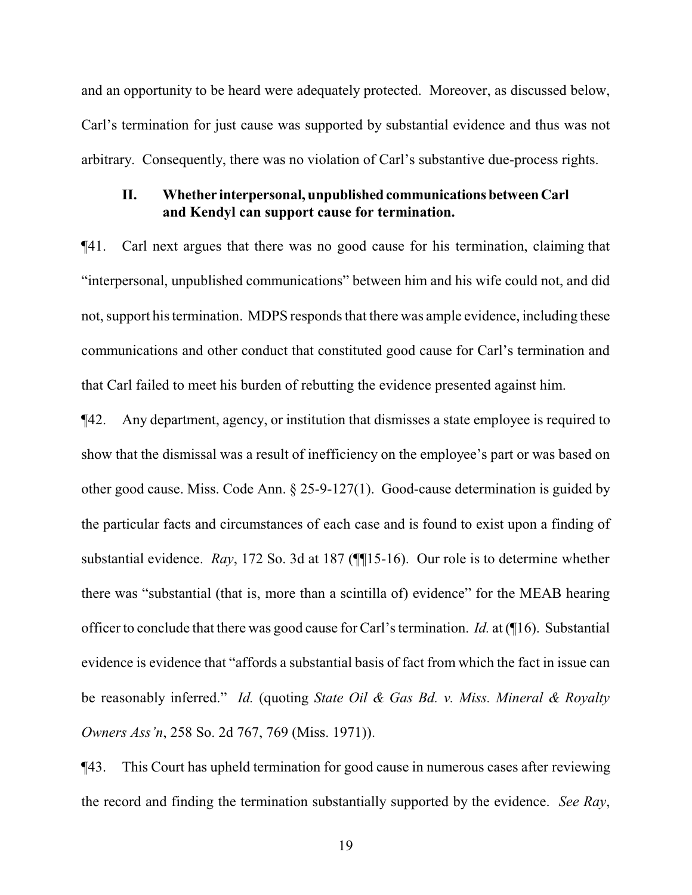and an opportunity to be heard were adequately protected. Moreover, as discussed below, Carl's termination for just cause was supported by substantial evidence and thus was not arbitrary. Consequently, there was no violation of Carl's substantive due-process rights.

### II. Whether interpersonal, unpublished communications between Carl and Kendyl can support cause for termination.

¶41. Carl next argues that there was no good cause for his termination, claiming that "interpersonal, unpublished communications" between him and his wife could not, and did not, support his termination. MDPS responds that there was ample evidence, including these communications and other conduct that constituted good cause for Carl's termination and that Carl failed to meet his burden of rebutting the evidence presented against him.

¶42. Any department, agency, or institution that dismisses a state employee is required to show that the dismissal was a result of inefficiency on the employee's part or was based on other good cause. Miss. Code Ann. § 25-9-127(1). Good-cause determination is guided by the particular facts and circumstances of each case and is found to exist upon a finding of substantial evidence. *Ray*, 172 So. 3d at 187 (¶¶15-16). Our role is to determine whether there was "substantial (that is, more than a scintilla of) evidence" for the MEAB hearing officer to conclude that there was good cause for Carl's termination. *Id.* at (¶16). Substantial evidence is evidence that "affords a substantial basis of fact from which the fact in issue can be reasonably inferred." *Id.* (quoting *State Oil & Gas Bd. v. Miss. Mineral & Royalty Owners Ass'n*, 258 So. 2d 767, 769 (Miss. 1971)).

¶43. This Court has upheld termination for good cause in numerous cases after reviewing the record and finding the termination substantially supported by the evidence. *See Ray*,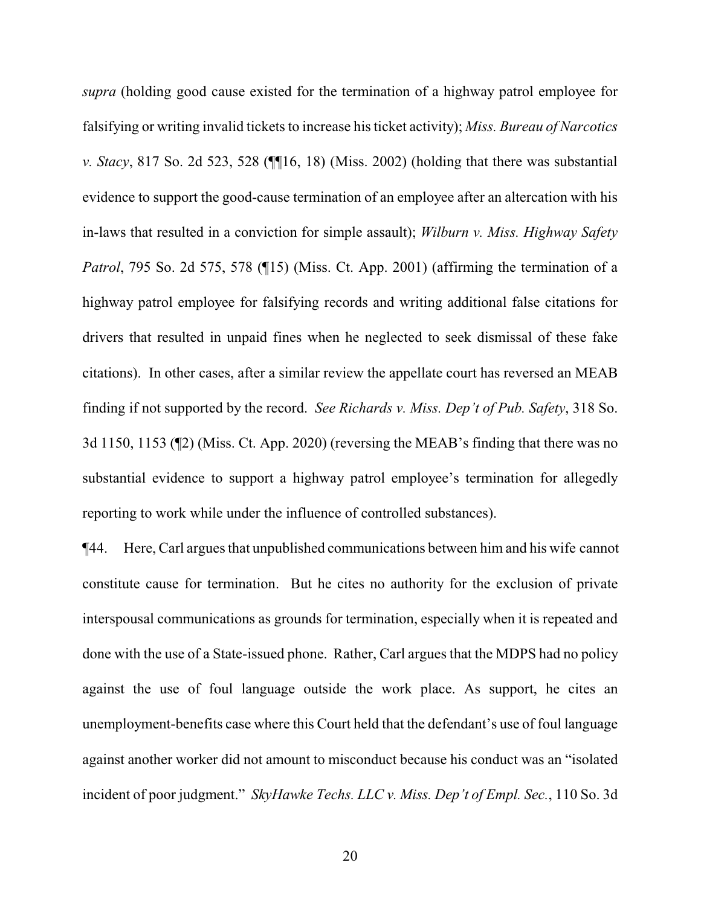*supra* (holding good cause existed for the termination of a highway patrol employee for falsifying or writing invalid tickets to increase his ticket activity); *Miss. Bureau of Narcotics v. Stacy*, 817 So. 2d 523, 528 (¶¶16, 18) (Miss. 2002) (holding that there was substantial evidence to support the good-cause termination of an employee after an altercation with his in-laws that resulted in a conviction for simple assault); *Wilburn v. Miss. Highway Safety Patrol*, 795 So. 2d 575, 578 (¶15) (Miss. Ct. App. 2001) (affirming the termination of a highway patrol employee for falsifying records and writing additional false citations for drivers that resulted in unpaid fines when he neglected to seek dismissal of these fake citations). In other cases, after a similar review the appellate court has reversed an MEAB finding if not supported by the record. *See Richards v. Miss. Dep't of Pub. Safety*, 318 So. 3d 1150, 1153 (¶2) (Miss. Ct. App. 2020) (reversing the MEAB's finding that there was no substantial evidence to support a highway patrol employee's termination for allegedly reporting to work while under the influence of controlled substances).

¶44. Here, Carl argues that unpublished communications between him and his wife cannot constitute cause for termination. But he cites no authority for the exclusion of private interspousal communications as grounds for termination, especially when it is repeated and done with the use of a State-issued phone. Rather, Carl argues that the MDPS had no policy against the use of foul language outside the work place. As support, he cites an unemployment-benefits case where this Court held that the defendant's use of foul language against another worker did not amount to misconduct because his conduct was an "isolated incident of poor judgment." *SkyHawke Techs. LLC v. Miss. Dep't of Empl. Sec.*, 110 So. 3d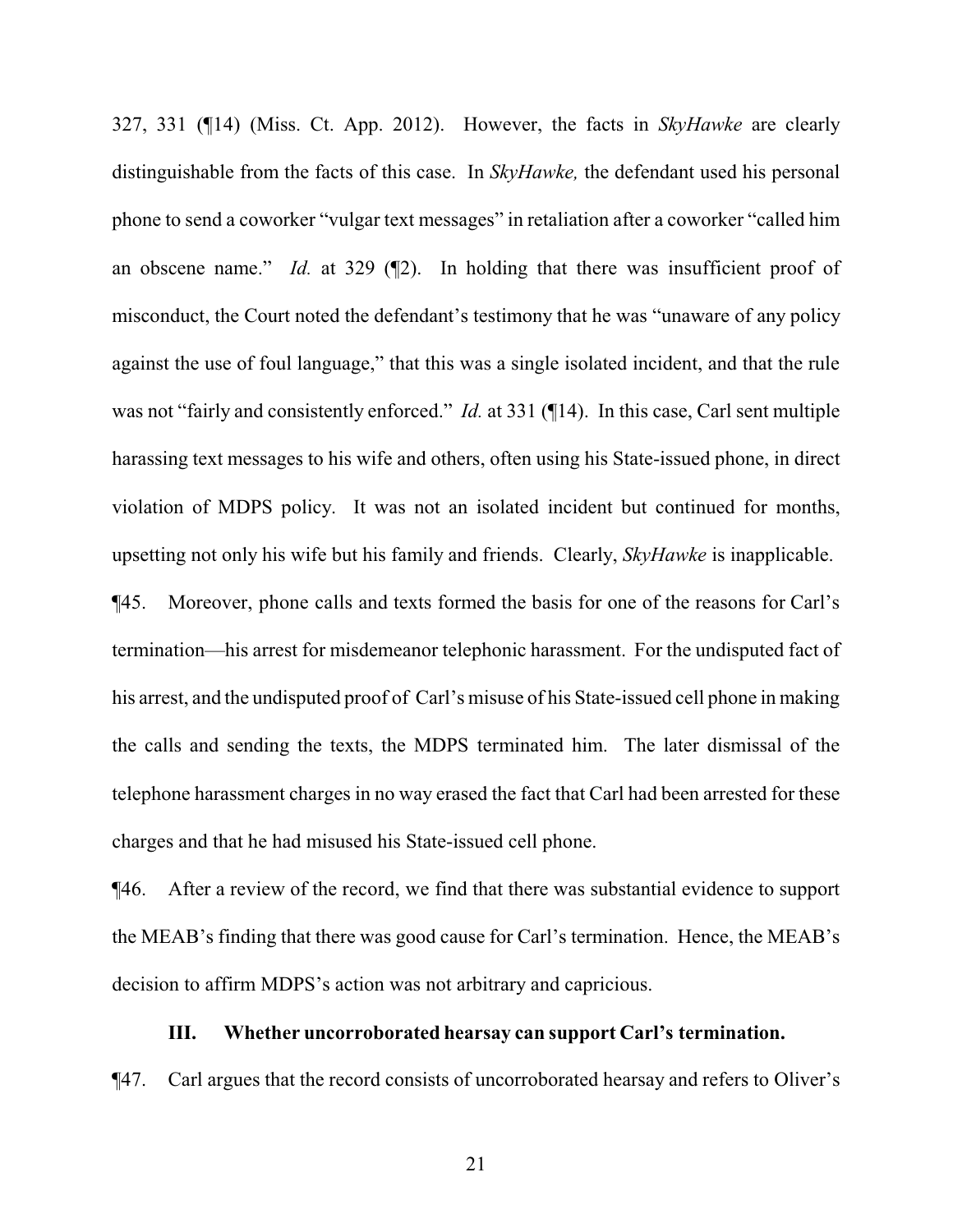327, 331 (¶14) (Miss. Ct. App. 2012). However, the facts in *SkyHawke* are clearly distinguishable from the facts of this case. In *SkyHawke,* the defendant used his personal phone to send a coworker "vulgar text messages" in retaliation after a coworker "called him an obscene name." *Id.* at 329 (¶2). In holding that there was insufficient proof of misconduct, the Court noted the defendant's testimony that he was "unaware of any policy against the use of foul language," that this was a single isolated incident, and that the rule was not "fairly and consistently enforced." *Id.* at 331 (¶14). In this case, Carl sent multiple harassing text messages to his wife and others, often using his State-issued phone, in direct violation of MDPS policy. It was not an isolated incident but continued for months, upsetting not only his wife but his family and friends. Clearly, *SkyHawke* is inapplicable.

¶45. Moreover, phone calls and texts formed the basis for one of the reasons for Carl's termination—his arrest for misdemeanor telephonic harassment. For the undisputed fact of his arrest, and the undisputed proof of Carl's misuse of his State-issued cell phone in making the calls and sending the texts, the MDPS terminated him. The later dismissal of the telephone harassment charges in no way erased the fact that Carl had been arrested for these charges and that he had misused his State-issued cell phone.

¶46. After a review of the record, we find that there was substantial evidence to support the MEAB's finding that there was good cause for Carl's termination. Hence, the MEAB's decision to affirm MDPS's action was not arbitrary and capricious.

### III. Whether uncorroborated hearsay can support Carl's termination.

¶47. Carl argues that the record consists of uncorroborated hearsay and refers to Oliver's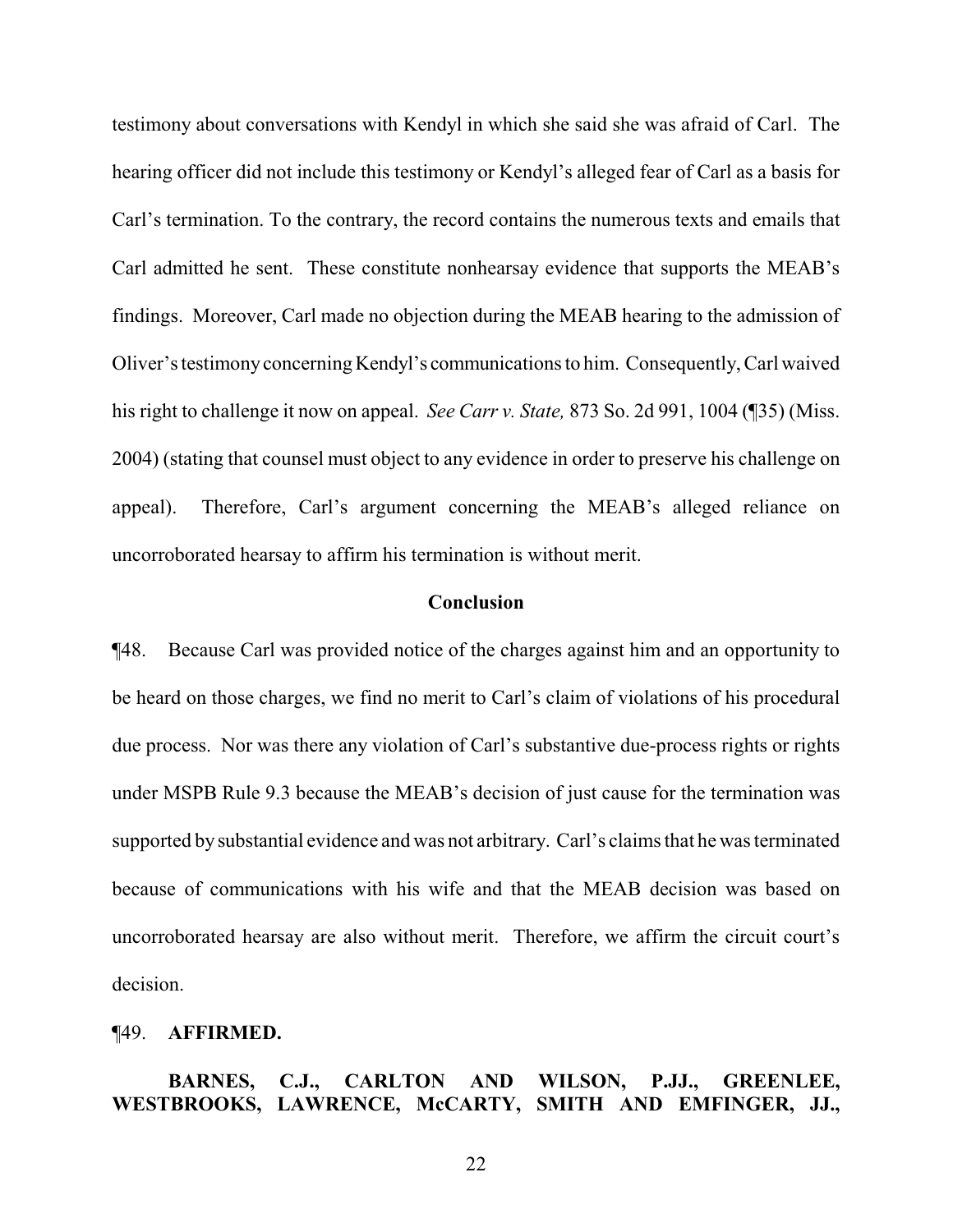testimony about conversations with Kendyl in which she said she was afraid of Carl. The hearing officer did not include this testimony or Kendyl's alleged fear of Carl as a basis for Carl's termination. To the contrary, the record contains the numerous texts and emails that Carl admitted he sent. These constitute nonhearsay evidence that supports the MEAB's findings. Moreover, Carl made no objection during the MEAB hearing to the admission of Oliver's testimony concerning Kendyl's communications to him. Consequently, Carl waived his right to challenge it now on appeal. *See Carr v. State,* 873 So. 2d 991, 1004 (¶35) (Miss. 2004) (stating that counsel must object to any evidence in order to preserve his challenge on appeal). Therefore, Carl's argument concerning the MEAB's alleged reliance on uncorroborated hearsay to affirm his termination is without merit.

## Conclusion

¶48. Because Carl was provided notice of the charges against him and an opportunity to be heard on those charges, we find no merit to Carl's claim of violations of his procedural due process. Nor was there any violation of Carl's substantive due-process rights or rights under MSPB Rule 9.3 because the MEAB's decision of just cause for the termination was supported by substantial evidence and was not arbitrary. Carl's claims that he was terminated because of communications with his wife and that the MEAB decision was based on uncorroborated hearsay are also without merit. Therefore, we affirm the circuit court's decision.

¶49. **AFFIRMED.**

**BARNES, C.J., CARLTON AND WILSON, P.JJ., GREENLEE, WESTBROOKS, LAWRENCE, McCARTY, SMITH AND EMFINGER, JJ.,**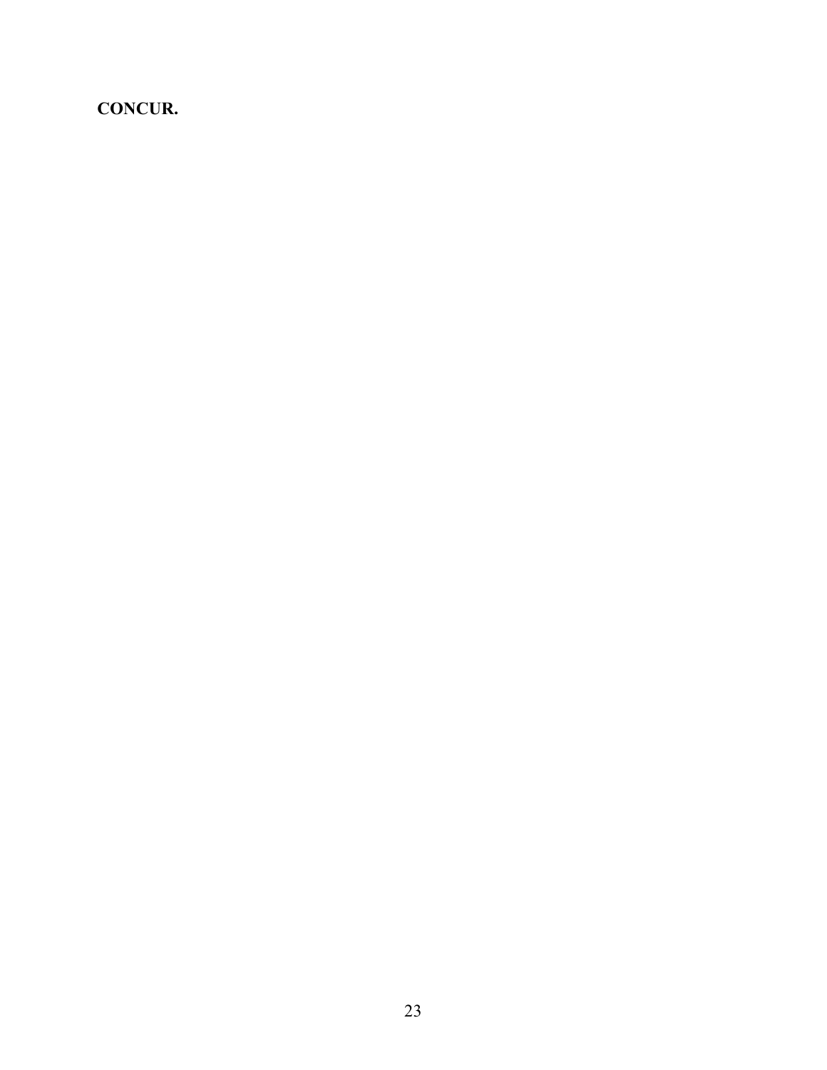**CONCUR.**